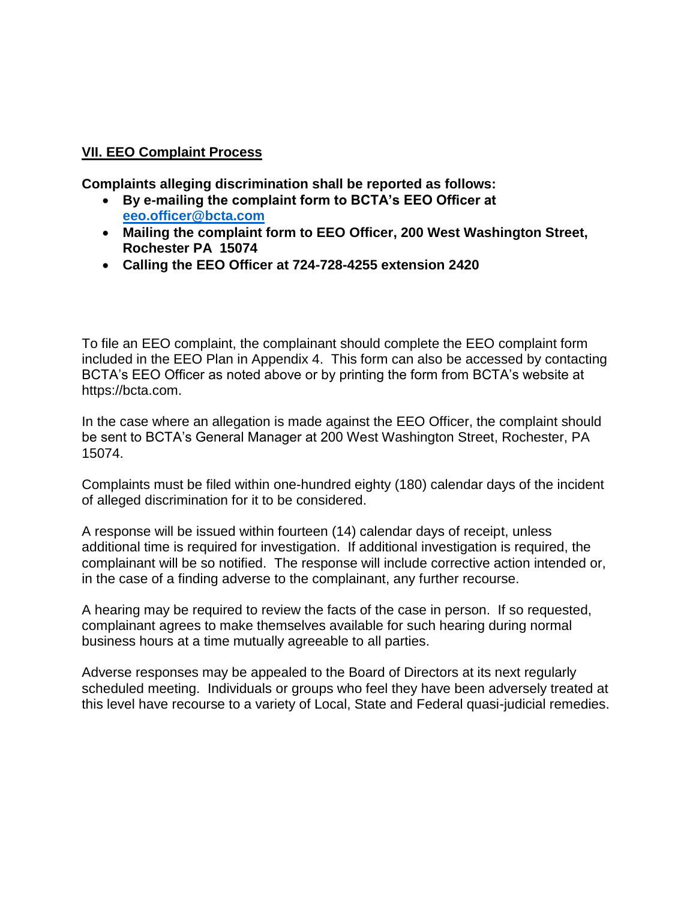## VII. EEO Complaint Process

**Complaints alleging discrimination shall be reported as follows:**

- **By e-mailing the complaint form to BCTA's EEO Officer at [eeo.officer@bcta.com](mailto:eeo.officer@bcta.com)**
- **Mailing the complaint form to EEO Officer, 200 West Washington Street, Rochester PA 15074**
- **Calling the EEO Officer at 724-728-4255 extension 2420**

To file an EEO complaint, the complainant should complete the EEO complaint form included in the EEO Plan in Appendix 4. This form can also be accessed by contacting BCTA's EEO Officer as noted above or by printing the form from BCTA's website at https://bcta.com.

In the case where an allegation is made against the EEO Officer, the complaint should be sent to BCTA's General Manager at 200 West Washington Street, Rochester, PA 15074.

Complaints must be filed within one-hundred eighty (180) calendar days of the incident of alleged discrimination for it to be considered.

A response will be issued within fourteen (14) calendar days of receipt, unless additional time is required for investigation. If additional investigation is required, the complainant will be so notified. The response will include corrective action intended or, in the case of a finding adverse to the complainant, any further recourse.

A hearing may be required to review the facts of the case in person. If so requested, complainant agrees to make themselves available for such hearing during normal business hours at a time mutually agreeable to all parties.

Adverse responses may be appealed to the Board of Directors at its next regularly scheduled meeting. Individuals or groups who feel they have been adversely treated at this level have recourse to a variety of Local, State and Federal quasi-judicial remedies.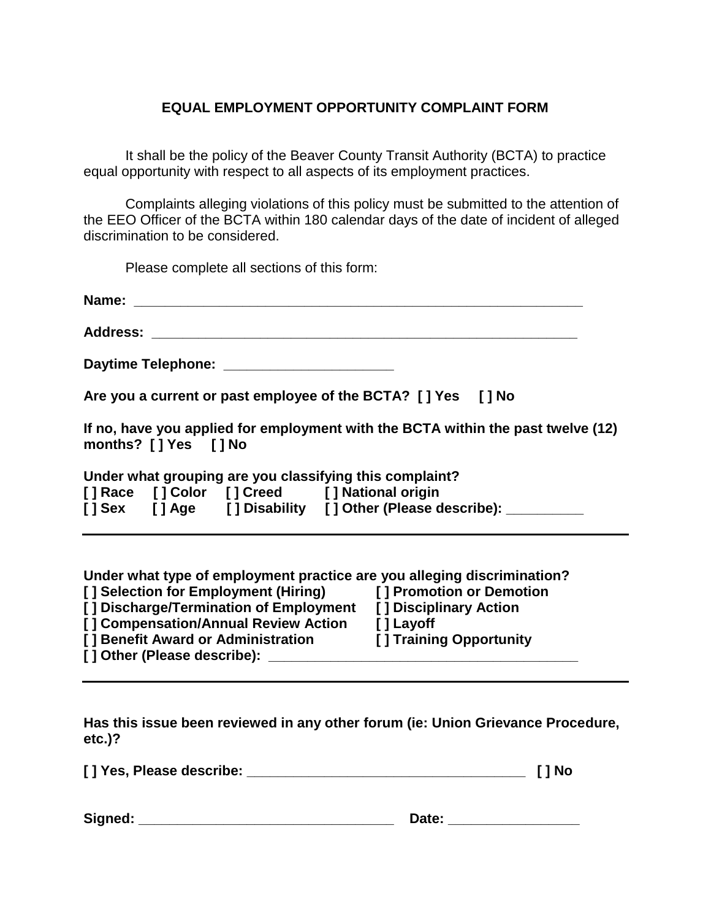# EQUAL EMPLOYMENT OPPORTUNITY COMPLAINT FORM

It shall be the policy of the Beaver County Transit Authority (BCTA) to practice equal opportunity with respect to all aspects of its employment practices.

Complaints alleging violations of this policy must be submitted to the attention of the EEO Officer of the BCTA within 180 calendar days of the date of incident of alleged discrimination to be considered.

Please complete all sections of this form:

**Name: ____________________________________________________________**

**Address: _________________________________________________________**

**Daytime Telephone: ______________________**

**Are you a current or past employee of the BCTA? [ ] Yes [ ] No**

**If no, have you applied for employment with the BCTA within the past twelve (12) months? [ ] Yes [ ] No**

**Under what grouping are you classifying this complaint?**
**[ ] Race [ ] Color [ ] Creed [ ] National origin**
**[ ] Sex [ ] Age [ ] Disability [ ] Other (Please describe): __________**

---

**Under what type of employment practice are you alleging discrimination?**
**[ ] Selection for Employment (Hiring)**
**[ ] Promotion or Demotion**
**[ ] Discharge/Termination of Employment**
**[ ] Disciplinary Action**
**[ ] Compensation/Annual Review Action**
**[ ] Layoff**
**[ ] Benefit Award or Administration**
**[ ] Training Opportunity**
**[ ] Other (Please describe): ________________________________________**

---

**Has this issue been reviewed in any other forum (ie: Union Grievance Procedure, etc.)?**

**[ ] Yes, Please describe: _____________________________________ [ ] No**

**Signed: __________________________________ Date: _________________**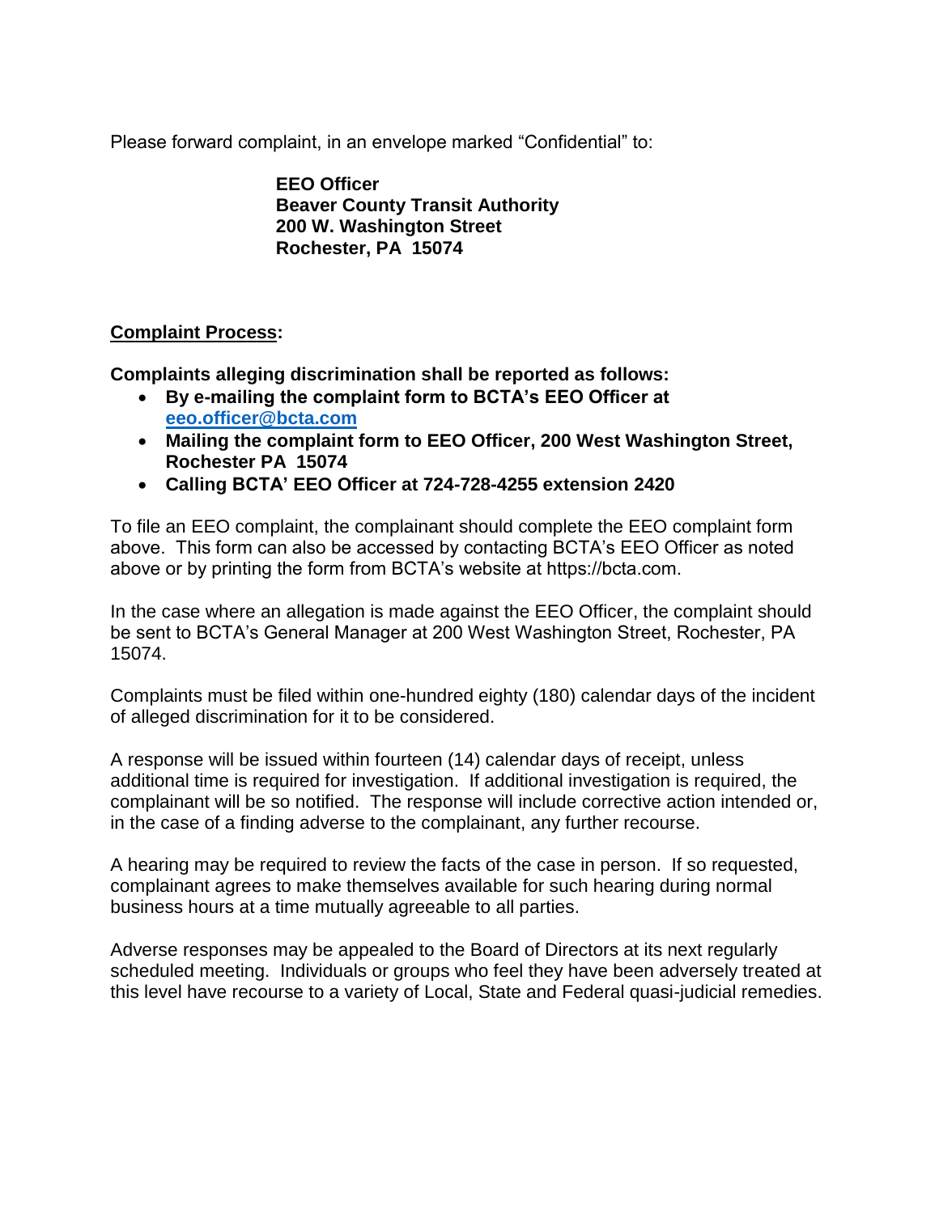Please forward complaint, in an envelope marked "Confidential" to:

**EEO Officer**
**Beaver County Transit Authority**
**200 W. Washington Street**
**Rochester, PA 15074**

**Complaint Process:**

**Complaints alleging discrimination shall be reported as follows:**

- **By e-mailing the complaint form to BCTA's EEO Officer at [eeo.officer@bcta.com](mailto:eeo.officer@bcta.com)**
- **Mailing the complaint form to EEO Officer, 200 West Washington Street, Rochester PA 15074**
- **Calling BCTA' EEO Officer at 724-728-4255 extension 2420**

To file an EEO complaint, the complainant should complete the EEO complaint form above. This form can also be accessed by contacting BCTA's EEO Officer as noted above or by printing the form from BCTA's website at https://bcta.com.

In the case where an allegation is made against the EEO Officer, the complaint should be sent to BCTA's General Manager at 200 West Washington Street, Rochester, PA 15074.

Complaints must be filed within one-hundred eighty (180) calendar days of the incident of alleged discrimination for it to be considered.

A response will be issued within fourteen (14) calendar days of receipt, unless additional time is required for investigation. If additional investigation is required, the complainant will be so notified. The response will include corrective action intended or, in the case of a finding adverse to the complainant, any further recourse.

A hearing may be required to review the facts of the case in person. If so requested, complainant agrees to make themselves available for such hearing during normal business hours at a time mutually agreeable to all parties.

Adverse responses may be appealed to the Board of Directors at its next regularly scheduled meeting. Individuals or groups who feel they have been adversely treated at this level have recourse to a variety of Local, State and Federal quasi-judicial remedies.